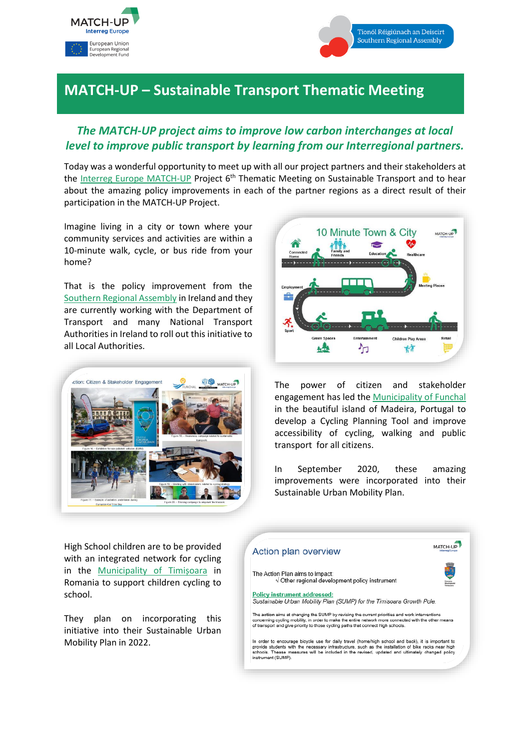# MATCH-UP – Sustainable Transport Thematic Meeting

***The MATCH-UP project aims to improve low carbon interchanges at local level to improve public transport by learning from our Interregional partners.***

Today was a wonderful opportunity to meet up with all our project partners and their stakeholders at the Interreg Europe MATCH-UP Project 6th Thematic Meeting on Sustainable Transport and to hear about the amazing policy improvements in each of the partner regions as a direct result of their participation in the MATCH-UP Project.

Imagine living in a city or town where your community services and activities are within a 10-minute walk, cycle, or bus ride from your home?

That is the policy improvement from the Southern Regional Assembly in Ireland and they are currently working with the Department of Transport and many National Transport Authorities in Ireland to roll out this initiative to all Local Authorities.

The power of citizen and stakeholder engagement has led the Municipality of Funchal in the beautiful island of Madeira, Portugal to develop a Cycling Planning Tool and improve accessibility of cycling, walking and public transport for all citizens.

In September 2020, these amazing improvements were incorporated into their Sustainable Urban Mobility Plan.

High School children are to be provided with an integrated network for cycling in the Municipality of Timișoara in Romania to support children cycling to school.

They plan on incorporating this initiative into their Sustainable Urban Mobility Plan in 2022.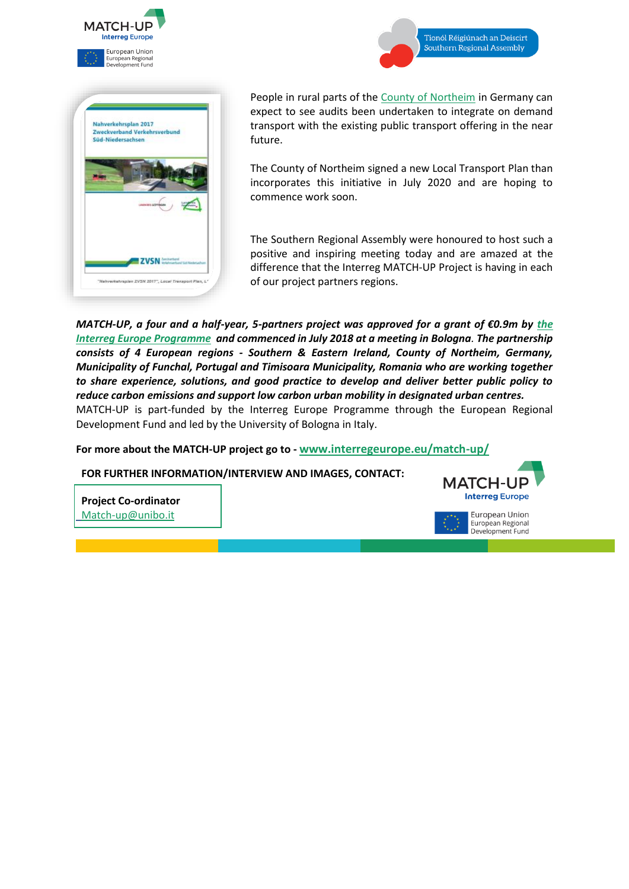People in rural parts of the County of Northeim in Germany can expect to see audits been undertaken to integrate on demand transport with the existing public transport offering in the near future.

The County of Northeim signed a new Local Transport Plan than incorporates this initiative in July 2020 and are hoping to commence work soon.

The Southern Regional Assembly were honoured to host such a positive and inspiring meeting today and are amazed at the difference that the Interreg MATCH-UP Project is having in each of our project partners regions.

***MATCH-UP, a four and a half-year, 5-partners project was approved for a grant of €0.9m by the Interreg Europe Programme and commenced in July 2018 at a meeting in Bologna. The partnership consists of 4 European regions - Southern & Eastern Ireland, County of Northeim, Germany, Municipality of Funchal, Portugal and Timisoara Municipality, Romania who are working together to share experience, solutions, and good practice to develop and deliver better public policy to reduce carbon emissions and support low carbon urban mobility in designated urban centres.***

MATCH-UP is part-funded by the Interreg Europe Programme through the European Regional Development Fund and led by the University of Bologna in Italy.

**For more about the MATCH-UP project go to - www.interregeurope.eu/match-up/**

**FOR FURTHER INFORMATION/INTERVIEW AND IMAGES, CONTACT:**

**Project Co-ordinator**
Match-up@unibo.it